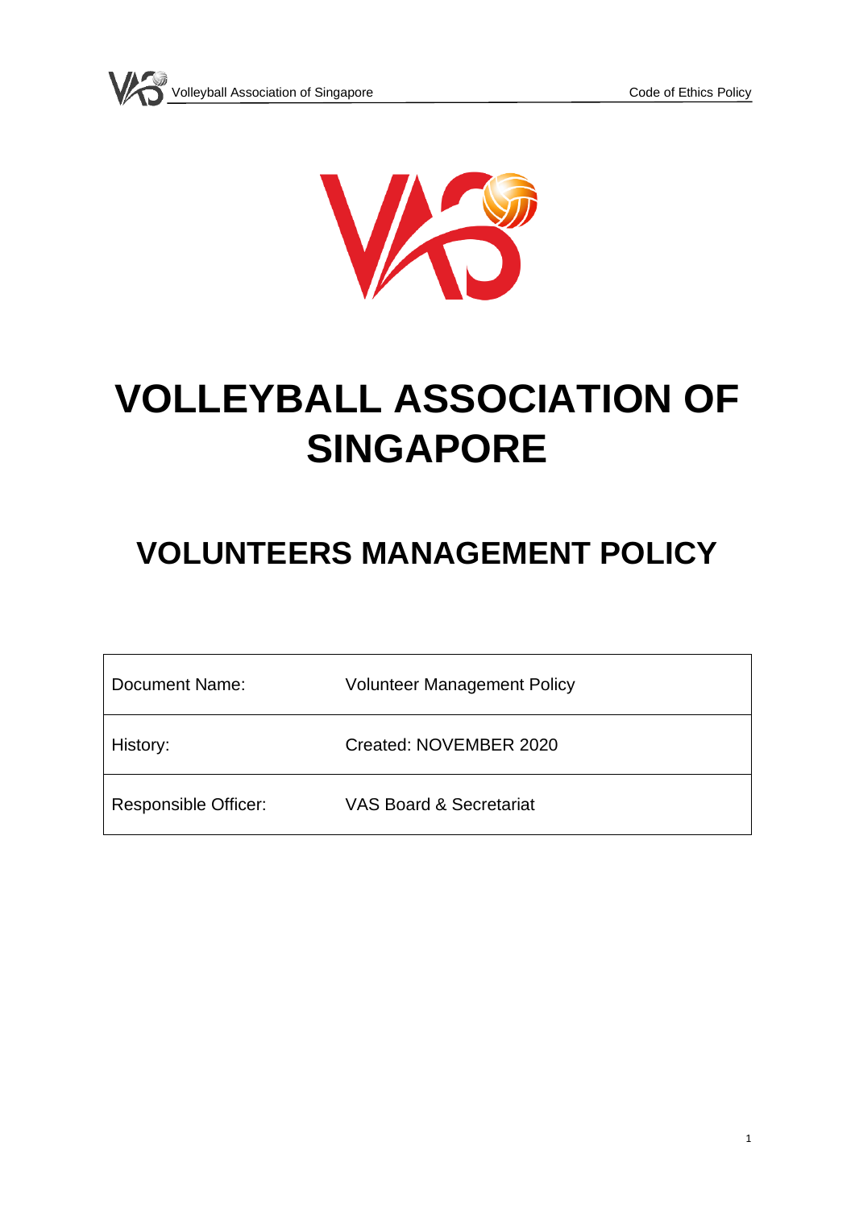# VOLLEYBALL ASSOCIATION OF SINGAPORE

## VOLUNTEERS MANAGEMENT POLICY

| Document Name: | Volunteer Management Policy |
|---|---|
| History: | Created: NOVEMBER 2020 |
| Responsible Officer: | VAS Board & Secretariat |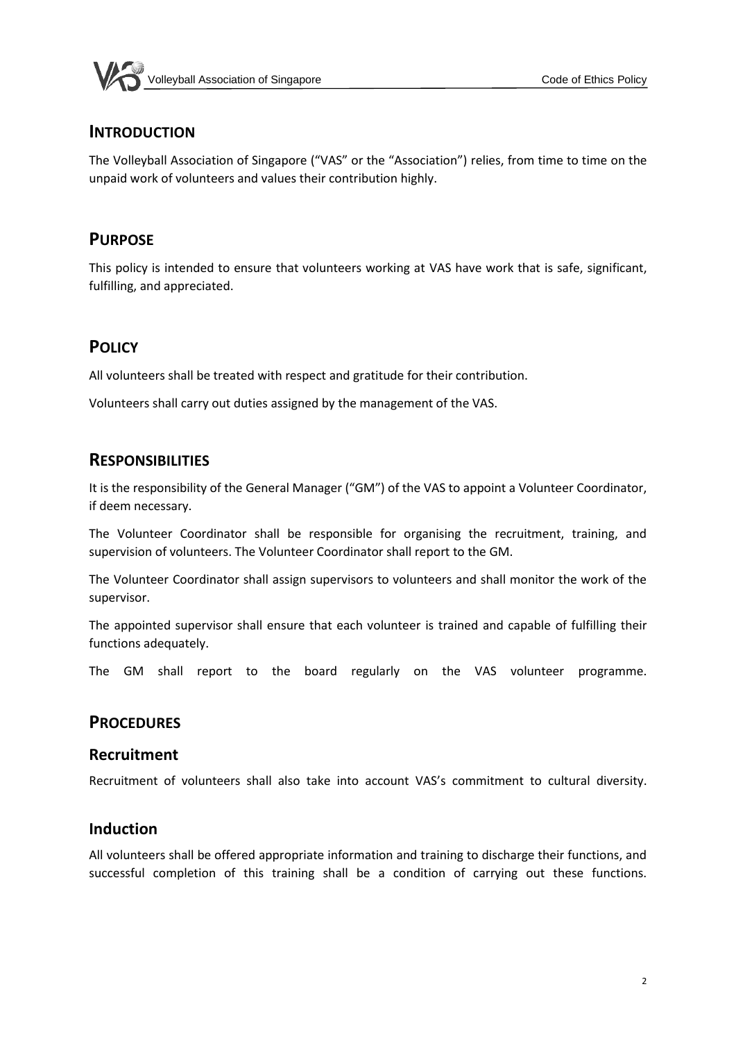## INTRODUCTION

The Volleyball Association of Singapore ("VAS" or the "Association") relies, from time to time on the unpaid work of volunteers and values their contribution highly.

## PURPOSE

This policy is intended to ensure that volunteers working at VAS have work that is safe, significant, fulfilling, and appreciated.

## POLICY

All volunteers shall be treated with respect and gratitude for their contribution.

Volunteers shall carry out duties assigned by the management of the VAS.

## RESPONSIBILITIES

It is the responsibility of the General Manager ("GM") of the VAS to appoint a Volunteer Coordinator, if deem necessary.

The Volunteer Coordinator shall be responsible for organising the recruitment, training, and supervision of volunteers. The Volunteer Coordinator shall report to the GM.

The Volunteer Coordinator shall assign supervisors to volunteers and shall monitor the work of the supervisor.

The appointed supervisor shall ensure that each volunteer is trained and capable of fulfilling their functions adequately.

The GM shall report to the board regularly on the VAS volunteer programme.

## PROCEDURES

### Recruitment

Recruitment of volunteers shall also take into account VAS's commitment to cultural diversity.

### Induction

All volunteers shall be offered appropriate information and training to discharge their functions, and successful completion of this training shall be a condition of carrying out these functions.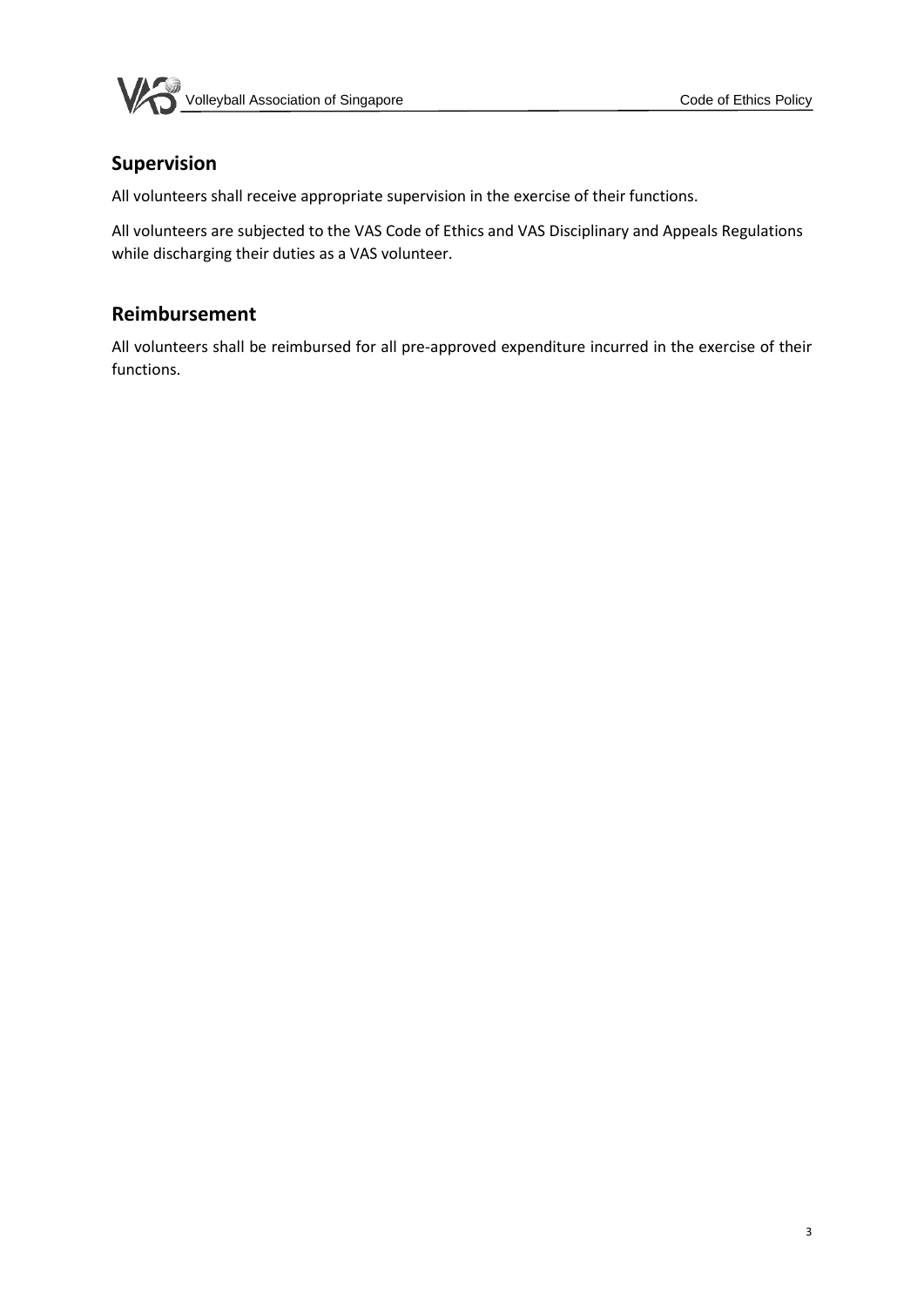## Supervision

All volunteers shall receive appropriate supervision in the exercise of their functions.

All volunteers are subjected to the VAS Code of Ethics and VAS Disciplinary and Appeals Regulations while discharging their duties as a VAS volunteer.

## Reimbursement

All volunteers shall be reimbursed for all pre-approved expenditure incurred in the exercise of their functions.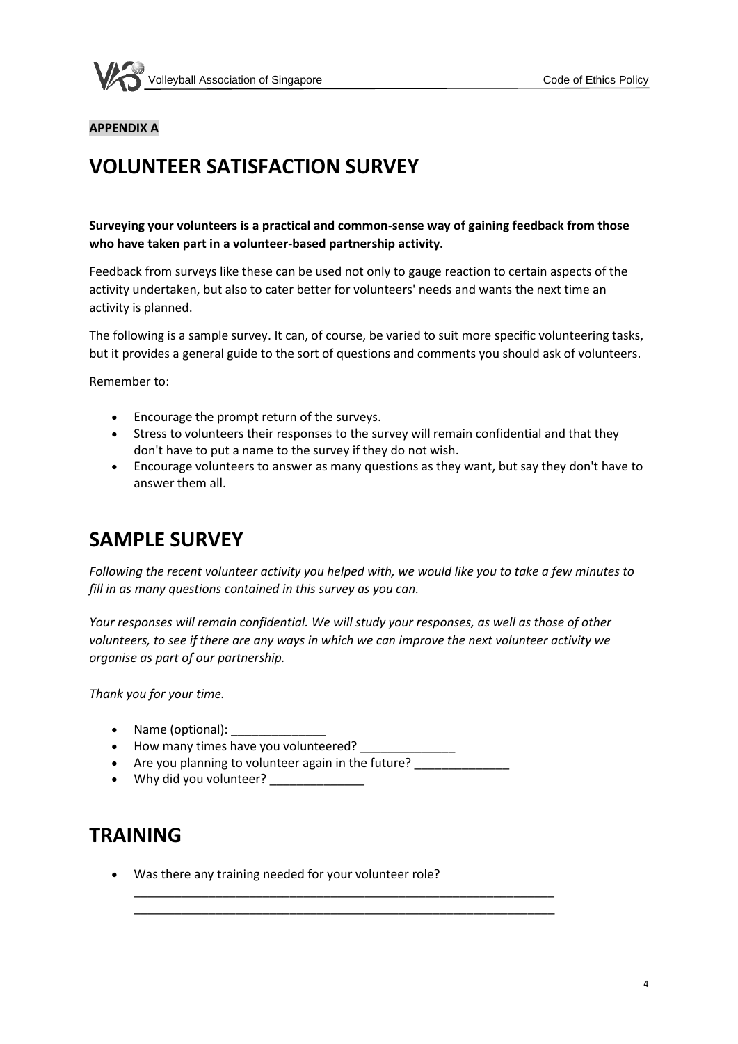**APPENDIX A**

# VOLUNTEER SATISFACTION SURVEY

**Surveying your volunteers is a practical and common-sense way of gaining feedback from those who have taken part in a volunteer-based partnership activity.**

Feedback from surveys like these can be used not only to gauge reaction to certain aspects of the activity undertaken, but also to cater better for volunteers' needs and wants the next time an activity is planned.

The following is a sample survey. It can, of course, be varied to suit more specific volunteering tasks, but it provides a general guide to the sort of questions and comments you should ask of volunteers.

Remember to:

- Encourage the prompt return of the surveys.
- Stress to volunteers their responses to the survey will remain confidential and that they don't have to put a name to the survey if they do not wish.
- Encourage volunteers to answer as many questions as they want, but say they don't have to answer them all.

# SAMPLE SURVEY

*Following the recent volunteer activity you helped with, we would like you to take a few minutes to fill in as many questions contained in this survey as you can.*

*Your responses will remain confidential. We will study your responses, as well as those of other volunteers, to see if there are any ways in which we can improve the next volunteer activity we organise as part of our partnership.*

*Thank you for your time.*

- Name (optional): ______________
- How many times have you volunteered? ______________
- Are you planning to volunteer again in the future? ______________
- Why did you volunteer? ______________

# TRAINING

- Was there any training needed for your volunteer role?
  _________________________________________________________________
  _________________________________________________________________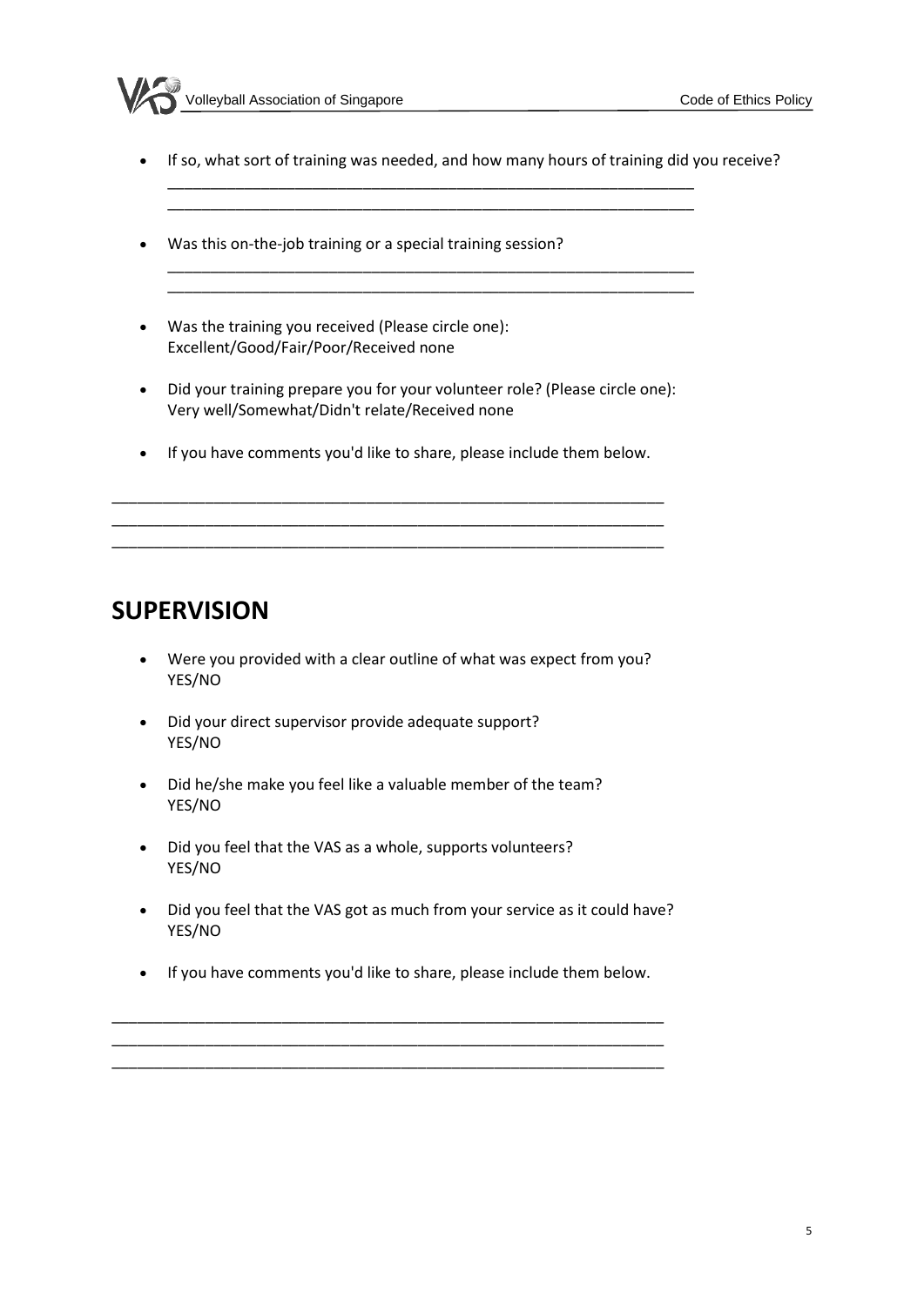- If so, what sort of training was needed, and how many hours of training did you receive?
  ______________________________________________________________
  ______________________________________________________________

- Was this on-the-job training or a special training session?
  ______________________________________________________________
  ______________________________________________________________

- Was the training you received (Please circle one):
  Excellent/Good/Fair/Poor/Received none

- Did your training prepare you for your volunteer role? (Please circle one):
  Very well/Somewhat/Didn't relate/Received none

- If you have comments you'd like to share, please include them below.

______________________________________________________________
______________________________________________________________
______________________________________________________________

## SUPERVISION

- Were you provided with a clear outline of what was expect from you?
  YES/NO

- Did your direct supervisor provide adequate support?
  YES/NO

- Did he/she make you feel like a valuable member of the team?
  YES/NO

- Did you feel that the VAS as a whole, supports volunteers?
  YES/NO

- Did you feel that the VAS got as much from your service as it could have?
  YES/NO

- If you have comments you'd like to share, please include them below.

______________________________________________________________
______________________________________________________________
______________________________________________________________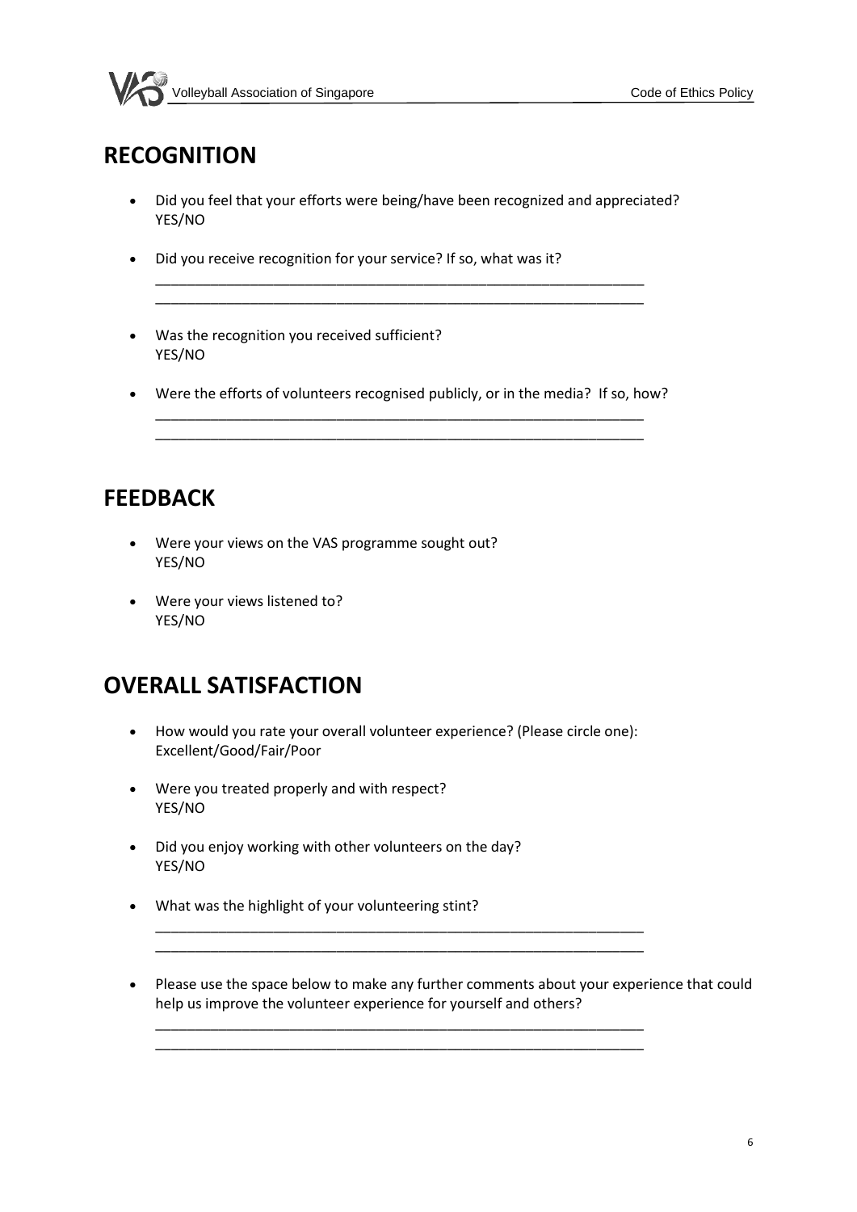## RECOGNITION

- Did you feel that your efforts were being/have been recognized and appreciated?
  YES/NO

- Did you receive recognition for your service? If so, what was it?
  ________________________________________________________________
  ________________________________________________________________

- Was the recognition you received sufficient?
  YES/NO

- Were the efforts of volunteers recognised publicly, or in the media? If so, how?
  ________________________________________________________________
  ________________________________________________________________

## FEEDBACK

- Were your views on the VAS programme sought out?
  YES/NO

- Were your views listened to?
  YES/NO

## OVERALL SATISFACTION

- How would you rate your overall volunteer experience? (Please circle one):
  Excellent/Good/Fair/Poor

- Were you treated properly and with respect?
  YES/NO

- Did you enjoy working with other volunteers on the day?
  YES/NO

- What was the highlight of your volunteering stint?
  ________________________________________________________________
  ________________________________________________________________

- Please use the space below to make any further comments about your experience that could help us improve the volunteer experience for yourself and others?
  ________________________________________________________________
  ________________________________________________________________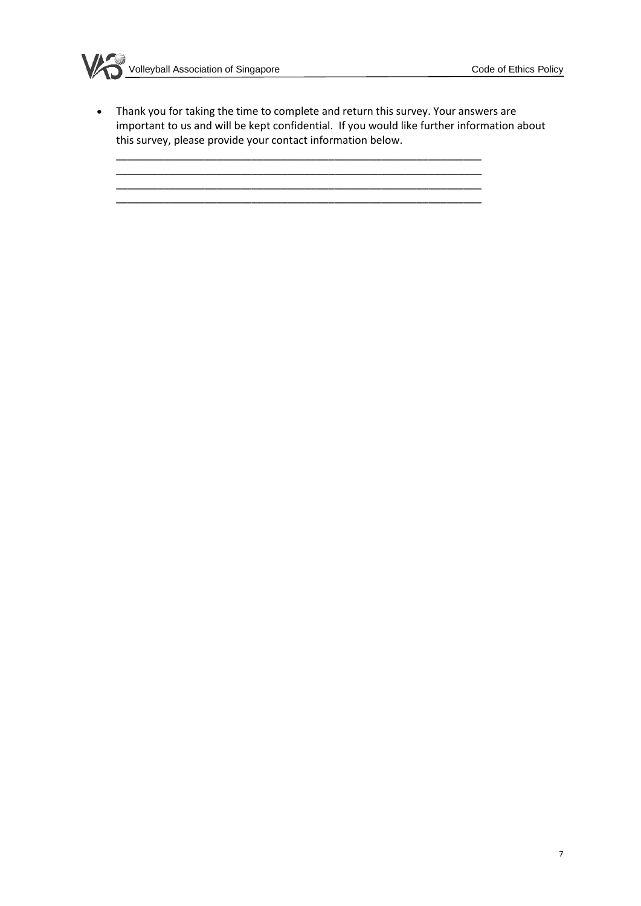- Thank you for taking the time to complete and return this survey. Your answers are important to us and will be kept confidential. If you would like further information about this survey, please provide your contact information below.

  ________________________________________________________________
  ________________________________________________________________
  ________________________________________________________________
  ________________________________________________________________